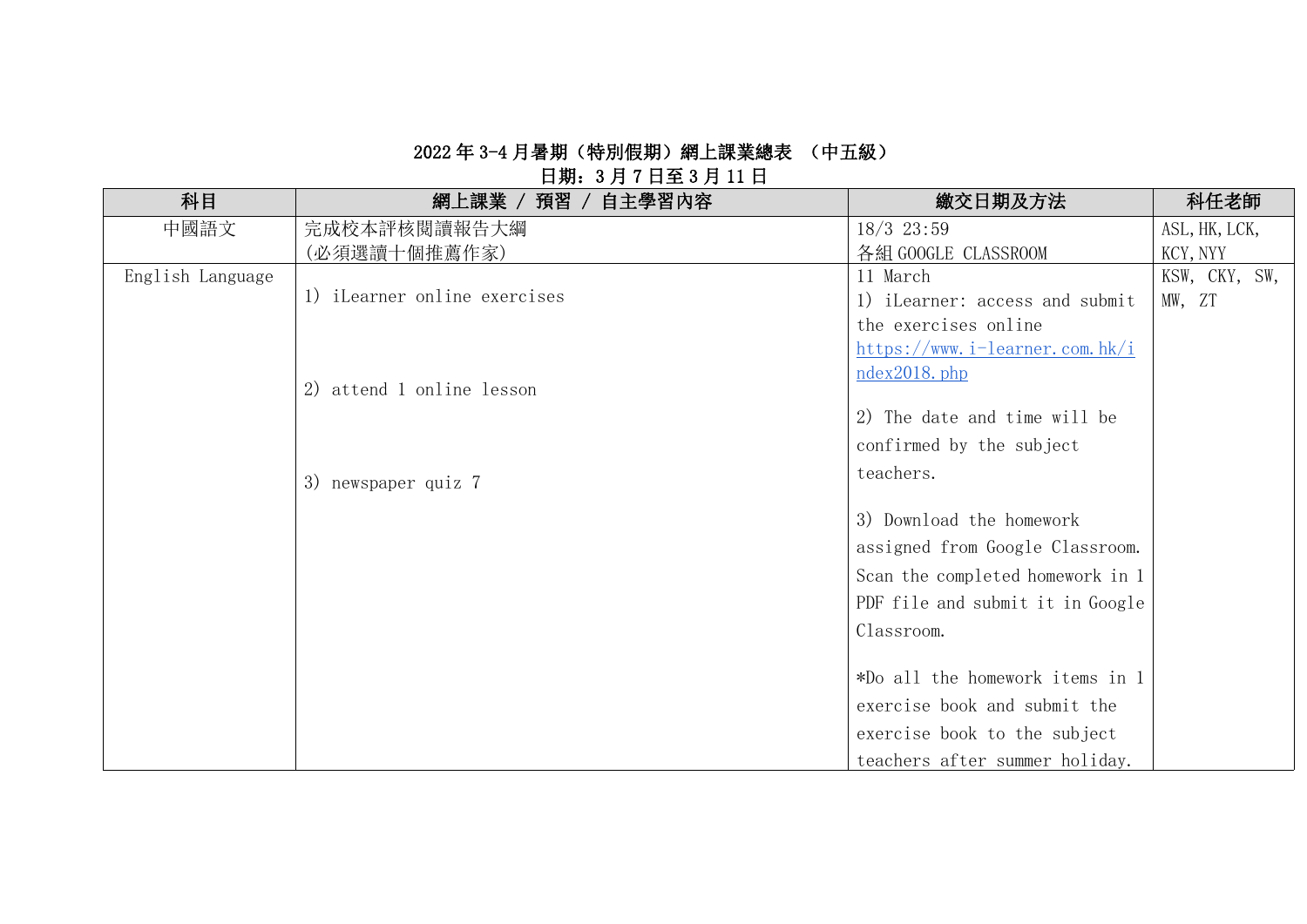## 2022 年 3-4 月暑期（特別假期）網上課業總表 （中五級）

日期：3 月 7 日至 3 月 11 日

| 科目 | 網上課業 / 預習 / 自主學習內容 | 繳交日期及方法 | 科任老師 |
|---|---|---|---|
| 中國語文 | 完成校本評核閱讀報告大綱<br>(必須選讀十個推薦作家) | 18/3 23:59<br>各組 GOOGLE CLASSROOM | ASL,HK,LCK,<br>KCY,NYY |
| English Language | 1) iLearner online exercises<br><br>2) attend 1 online lesson<br><br>3) newspaper quiz 7 | 11 March<br>1) iLearner: access and submit the exercises online<br>https://www.i-learner.com.hk/index2018.php<br><br>2) The date and time will be confirmed by the subject teachers.<br><br>3) Download the homework assigned from Google Classroom. Scan the completed homework in 1 PDF file and submit it in Google Classroom.<br><br>*Do all the homework items in 1 exercise book and submit the exercise book to the subject teachers after summer holiday. | KSW, CKY, SW,<br>MW, ZT |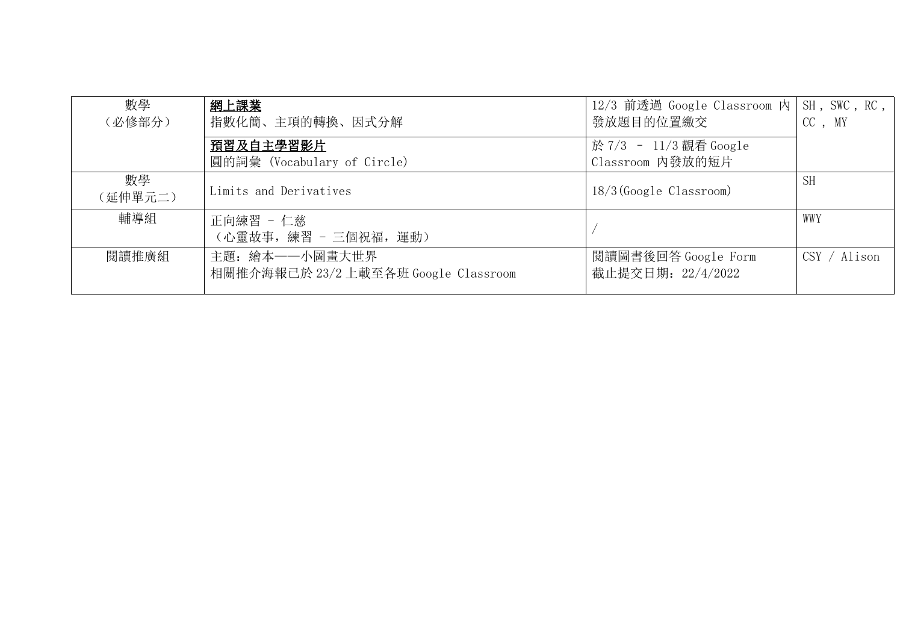| 數學<br>（必修部分） | **<u>網上課業</u>**<br>指數化簡、主項的轉換、因式分解 | 12/3 前透過 Google Classroom 內發放題目的位置繳交 | SH，SWC，RC，CC ，MY |
|---|---|---|---|
| | **<u>預習及自主學習影片</u>**<br>圓的詞彙 (Vocabulary of Circle) | 於 7/3 – 11/3 觀看 Google Classroom 內發放的短片 | |
| 數學<br>（延伸單元二） | Limits and Derivatives | 18/3(Google Classroom) | SH |
| 輔導組 | 正向練習 – 仁慈<br>（心靈故事，練習 – 三個祝福，運動） | / | WWY |
| 閱讀推廣組 | 主題：繪本——小圖畫大世界<br>相關推介海報已於 23/2 上載至各班 Google Classroom | 閱讀圖書後回答 Google Form<br>截止提交日期：22/4/2022 | CSY / Alison |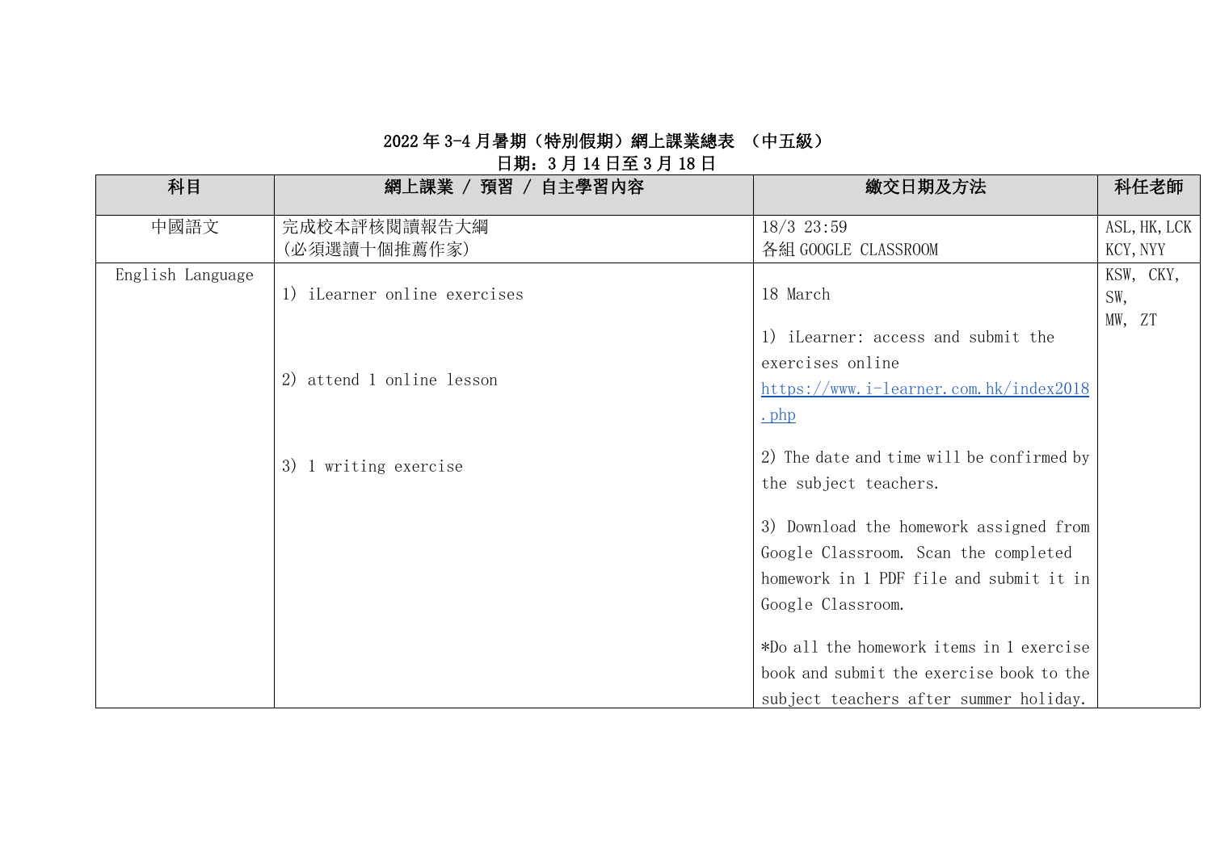**2022 年 3-4 月暑期（特別假期）網上課業總表 （中五級）**

**日期：3 月 14 日至 3 月 18 日**

| 科目 | 網上課業 / 預習 / 自主學習內容 | 繳交日期及方法 | 科任老師 |
|---|---|---|---|
| 中國語文 | 完成校本評核閱讀報告大綱<br>(必須選讀十個推薦作家) | 18/3 23:59<br>各組 GOOGLE CLASSROOM | ASL, HK, LCK<br>KCY, NYY |
| English Language | 1) iLearner online exercises<br><br>2) attend 1 online lesson<br><br>3) 1 writing exercise | 18 March<br><br>1) iLearner: access and submit the exercises online<br>https://www.i-learner.com.hk/index2018.php<br><br>2) The date and time will be confirmed by the subject teachers.<br><br>3) Download the homework assigned from Google Classroom. Scan the completed homework in 1 PDF file and submit it in Google Classroom.<br><br>*Do all the homework items in 1 exercise book and submit the exercise book to the subject teachers after summer holiday. | KSW, CKY, SW,<br>MW, ZT |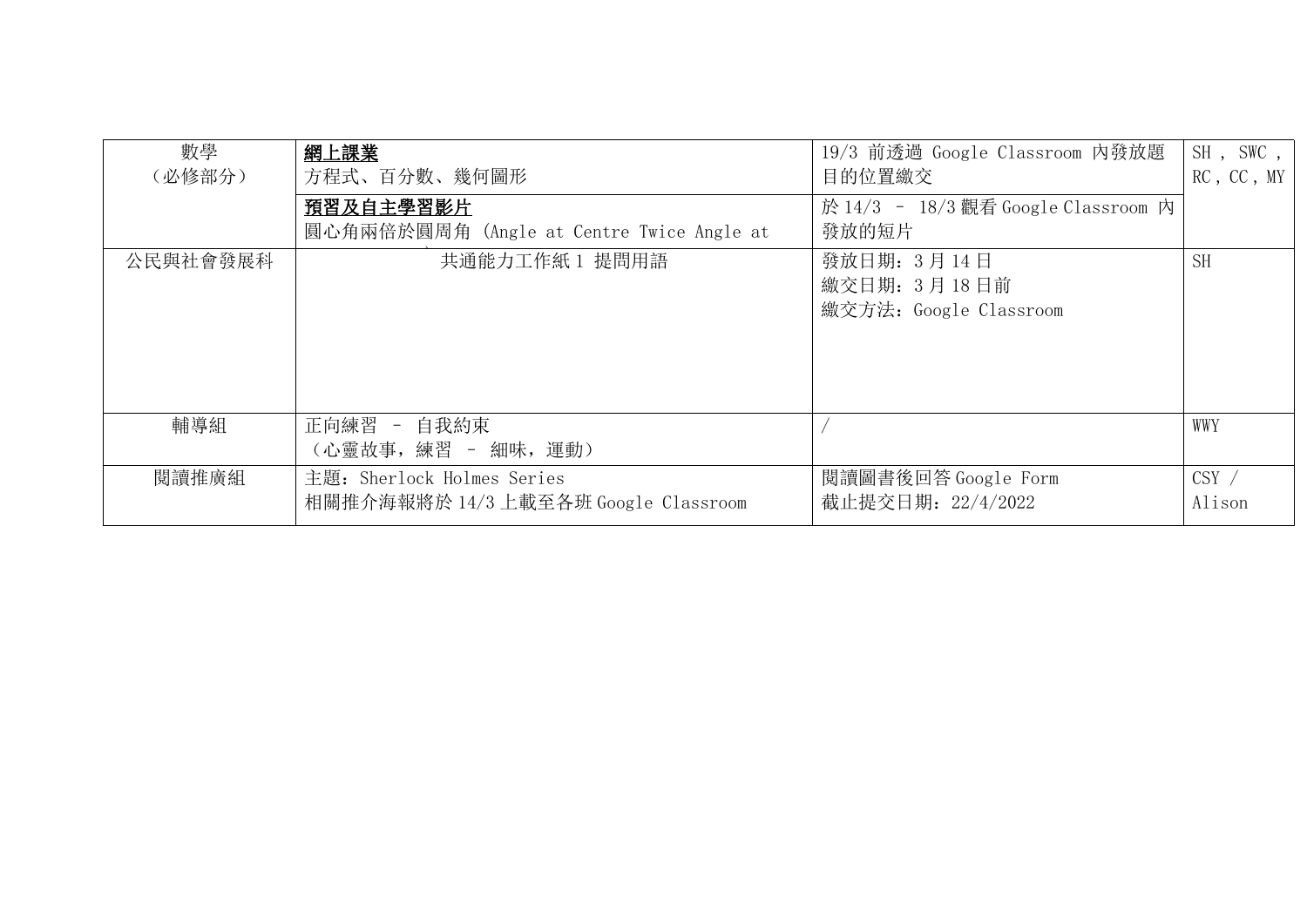| | | | |
|---|---|---|---|
| 數學<br>（必修部分） | **網上課業**<br>方程式、百分數、幾何圖形 | 19/3 前透過 Google Classroom 內發放題目的位置繳交 | SH , SWC , RC , CC , MY |
| | **預習及自主學習影片**<br>圓心角兩倍於圓周角 (Angle at Centre Twice Angle at | 於 14/3 – 18/3 觀看 Google Classroom 內發放的短片 | |
| 公民與社會發展科 | 共通能力工作紙 1 提問用語 | 發放日期：3 月 14 日<br>繳交日期：3 月 18 日前<br>繳交方法：Google Classroom | SH |
| 輔導組 | 正向練習 – 自我約束<br>（心靈故事，練習 – 細味，運動） | / | WWY |
| 閱讀推廣組 | 主題：Sherlock Holmes Series<br>相關推介海報將於 14/3 上載至各班 Google Classroom | 閱讀圖書後回答 Google Form<br>截止提交日期：22/4/2022 | CSY / Alison |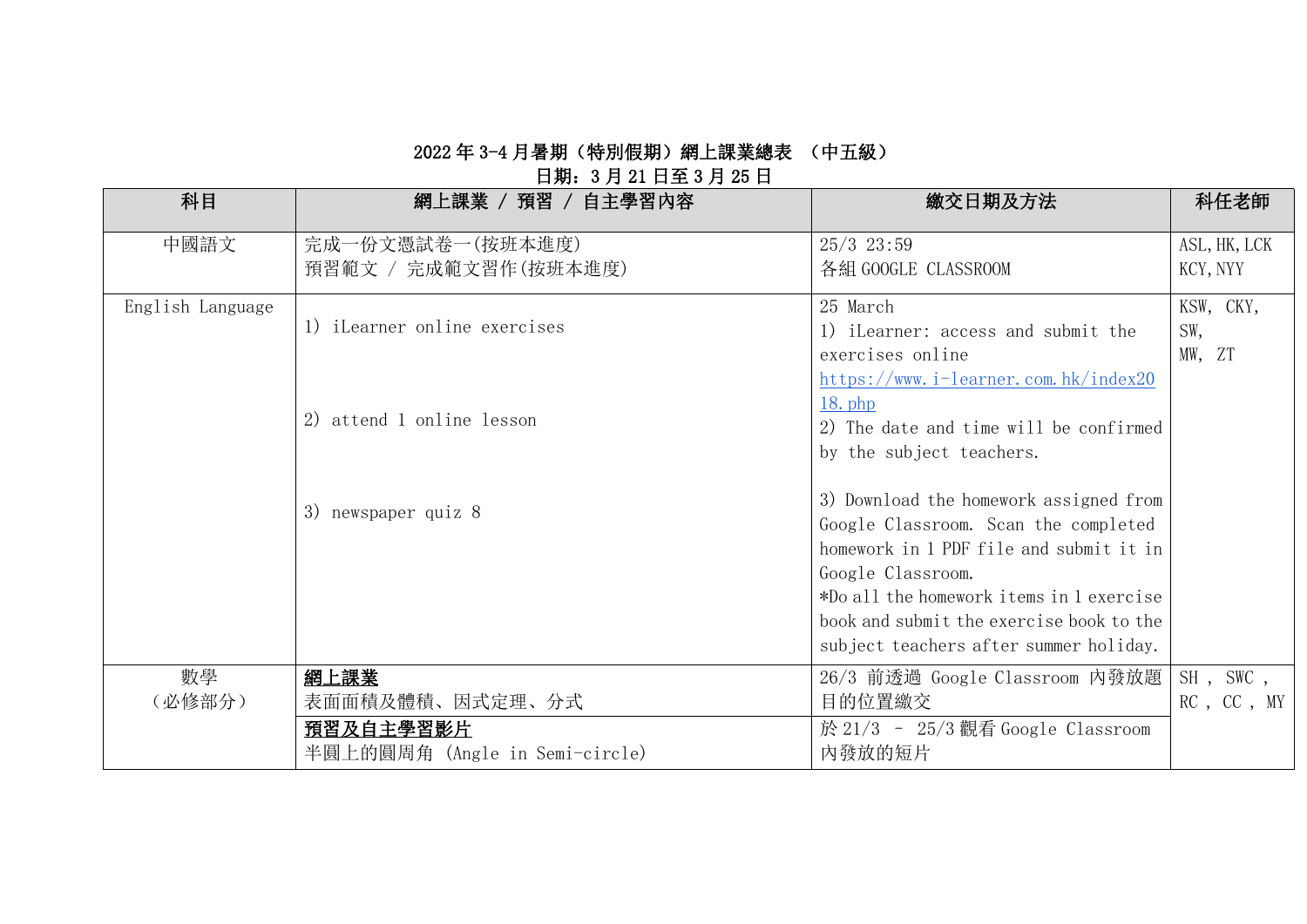**2022 年 3-4 月暑期（特別假期）網上課業總表 （中五級）**

**日期：3 月 21 日至 3 月 25 日**

| 科目 | 網上課業 / 預習 / 自主學習內容 | 繳交日期及方法 | 科任老師 |
|---|---|---|---|
| 中國語文 | 完成一份文憑試卷一(按班本進度)<br>預習範文 / 完成範文習作(按班本進度) | 25/3 23:59<br>各組 GOOGLE CLASSROOM | ASL, HK, LCK<br>KCY, NYY |
| English Language | 1) iLearner online exercises<br><br>2) attend 1 online lesson<br><br>3) newspaper quiz 8 | 25 March<br>1) iLearner: access and submit the exercises online<br>https://www.i-learner.com.hk/index2018.php<br>2) The date and time will be confirmed by the subject teachers.<br><br>3) Download the homework assigned from Google Classroom. Scan the completed homework in 1 PDF file and submit it in Google Classroom.<br>*Do all the homework items in 1 exercise book and submit the exercise book to the subject teachers after summer holiday. | KSW, CKY,<br>SW,<br>MW, ZT |
| 數學<br>（必修部分） | **網上課業**<br>表面面積及體積、因式定理、分式 | 26/3 前透過 Google Classroom 內發放題目的位置繳交 | SH , SWC ,<br>RC , CC , MY |
| | **預習及自主學習影片**<br>半圓上的圓周角 (Angle in Semi-circle) | 於 21/3 – 25/3 觀看 Google Classroom 內發放的短片 | |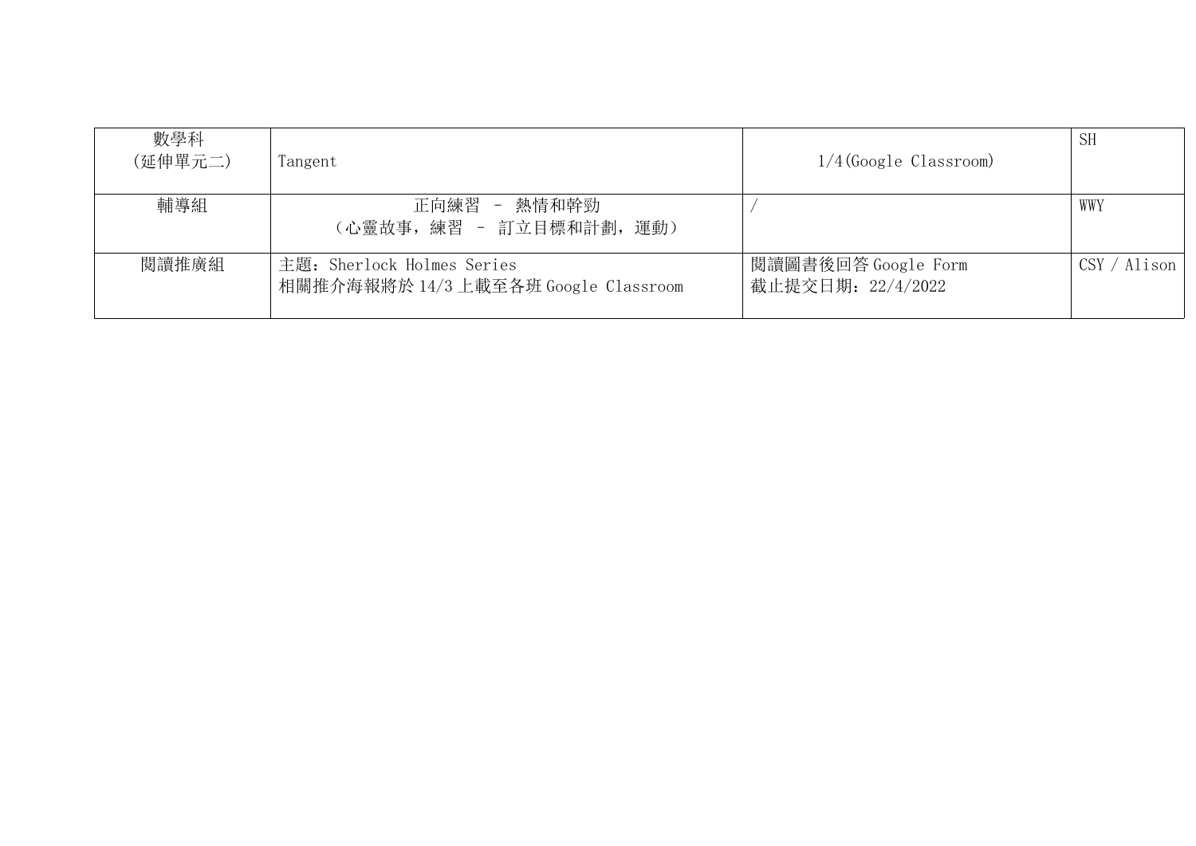| | | | |
|---|---|---|---|
| 數學科<br>(延伸單元二) | Tangent | 1/4(Google Classroom) | SH |
| 輔導組 | 正向練習 – 熱情和幹勁<br>（心靈故事，練習 – 訂立目標和計劃，運動） | / | WWY |
| 閱讀推廣組 | 主題：Sherlock Holmes Series<br>相關推介海報將於 14/3 上載至各班 Google Classroom | 閱讀圖書後回答 Google Form<br>截止提交日期：22/4/2022 | CSY / Alison |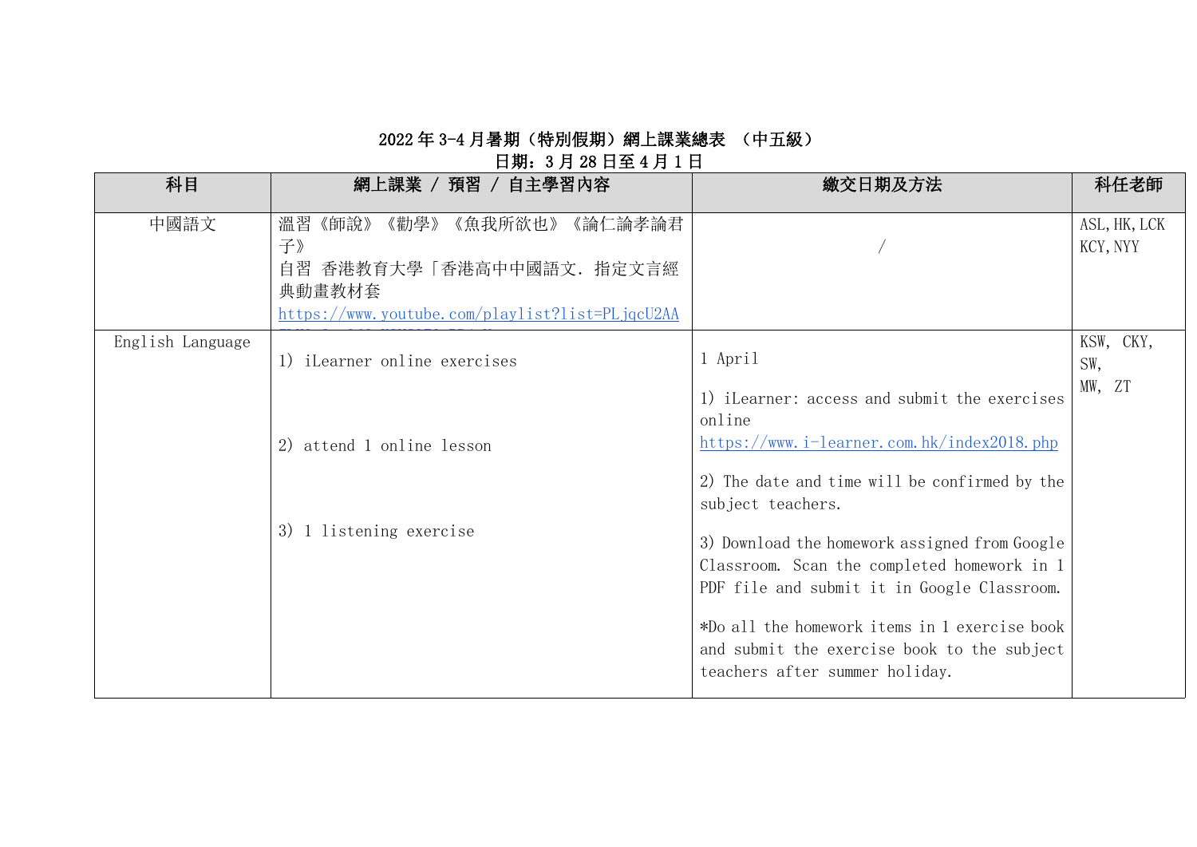**2022 年 3-4 月暑期（特別假期）網上課業總表 （中五級）**

**日期：3 月 28 日至 4 月 1 日**

| 科目 | 網上課業 / 預習 / 自主學習內容 | 繳交日期及方法 | 科任老師 |
|---|---|---|---|
| 中國語文 | 溫習《師說》《勸學》《魚我所欲也》《論仁論孝論君子》<br>自習 香港教育大學「香港高中中國語文．指定文言經典動畫教材套<br>https://www.youtube.com/playlist?list=PLjqcU2AA | / | ASL,HK,LCK<br>KCY,NYY |
| English Language | 1) iLearner online exercises<br><br>2) attend 1 online lesson<br><br>3) 1 listening exercise | 1 April<br><br>1) iLearner: access and submit the exercises online<br>https://www.i-learner.com.hk/index2018.php<br><br>2) The date and time will be confirmed by the subject teachers.<br><br>3) Download the homework assigned from Google Classroom. Scan the completed homework in 1 PDF file and submit it in Google Classroom.<br><br>*Do all the homework items in 1 exercise book and submit the exercise book to the subject teachers after summer holiday. | KSW, CKY, SW,<br>MW, ZT |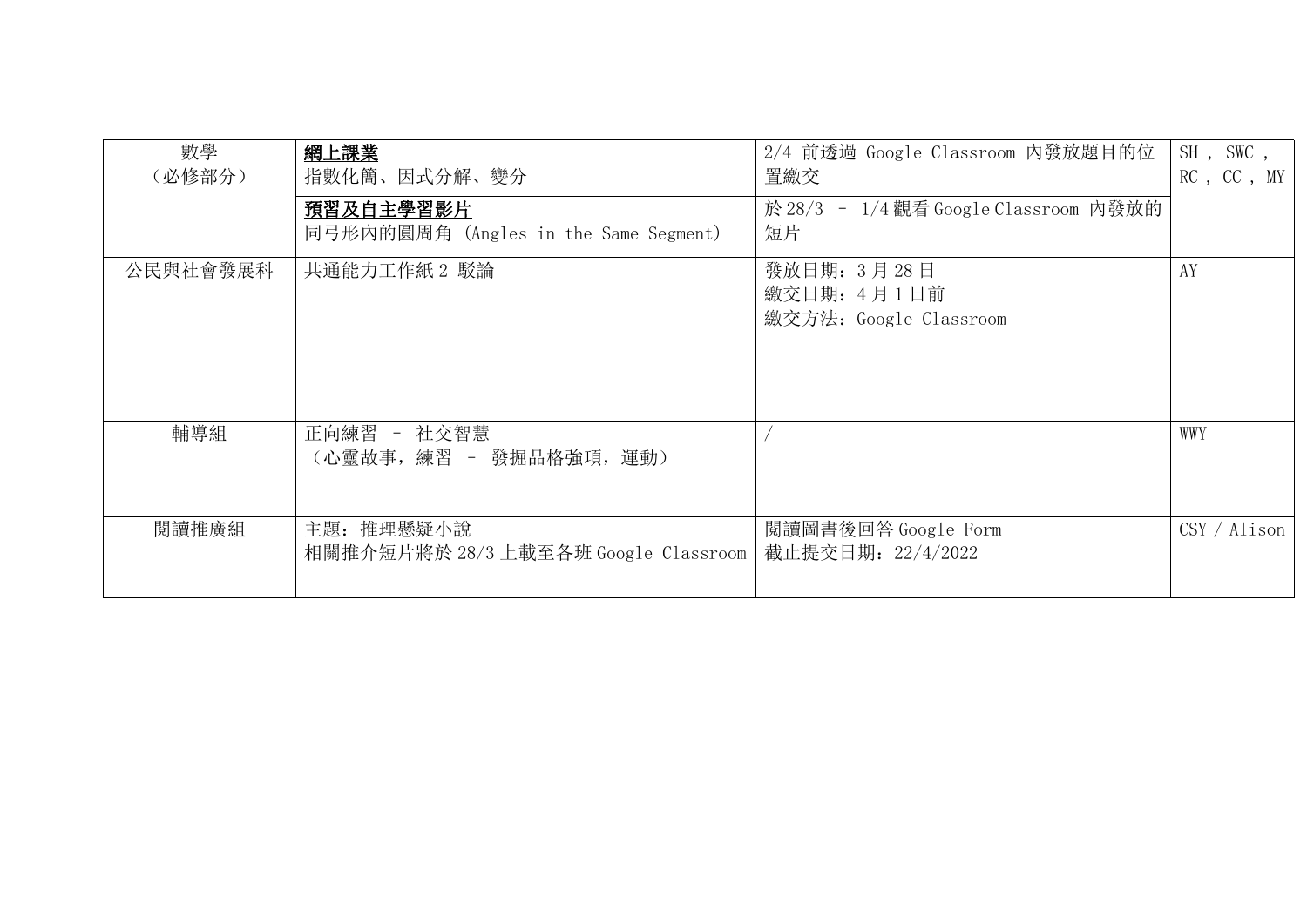| | | | |
|---|---|---|---|
| 數學<br>（必修部分） | **網上課業**<br>指數化簡、因式分解、變分 | 2/4 前透過 Google Classroom 內發放題目的位置繳交 | SH , SWC ,<br>RC , CC , MY |
| | **預習及自主學習影片**<br>同弓形內的圓周角 (Angles in the Same Segment) | 於 28/3 – 1/4 觀看 Google Classroom 內發放的短片 | |
| 公民與社會發展科 | 共通能力工作紙 2 駁論 | 發放日期：3 月 28 日<br>繳交日期：4 月 1 日前<br>繳交方法：Google Classroom | AY |
| 輔導組 | 正向練習 – 社交智慧<br>（心靈故事，練習 – 發掘品格強項，運動） | / | WWY |
| 閱讀推廣組 | 主題：推理懸疑小說<br>相關推介短片將於 28/3 上載至各班 Google Classroom | 閱讀圖書後回答 Google Form<br>截止提交日期：22/4/2022 | CSY / Alison |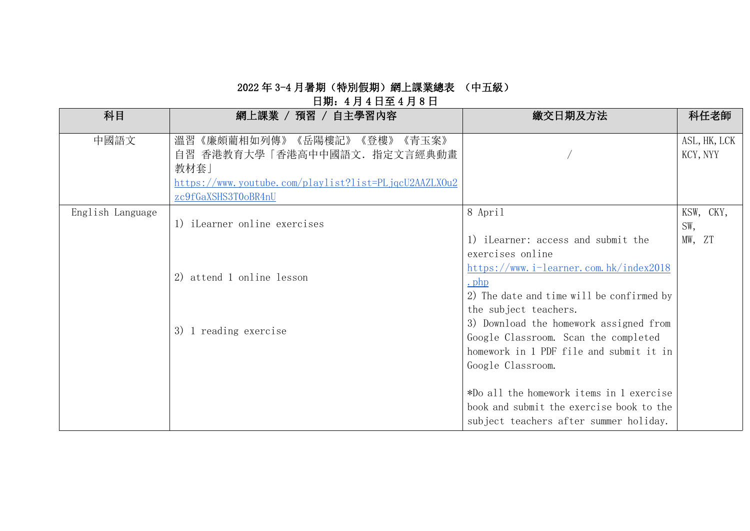# 2022 年 3-4 月暑期（特別假期）網上課業總表 （中五級）

## 日期：4 月 4 日至 4 月 8 日

| 科目 | 網上課業 / 預習 / 自主學習內容 | 繳交日期及方法 | 科任老師 |
|---|---|---|---|
| 中國語文 | 溫習《廉頗藺相如列傳》《岳陽樓記》《登樓》《青玉案》<br>自習 香港教育大學「香港高中中國語文．指定文言經典動畫教材套」<br>https://www.youtube.com/playlist?list=PLjqcU2AAZLXOu2zc9fGaXSHS3TOoBR4nU | / | ASL, HK, LCK<br>KCY, NYY |
| English Language | 1) iLearner online exercises<br><br>2) attend 1 online lesson<br><br>3) 1 reading exercise | 8 April<br><br>1) iLearner: access and submit the exercises online<br>https://www.i-learner.com.hk/index2018.php<br>2) The date and time will be confirmed by the subject teachers.<br>3) Download the homework assigned from Google Classroom. Scan the completed homework in 1 PDF file and submit it in Google Classroom.<br><br>*Do all the homework items in 1 exercise book and submit the exercise book to the subject teachers after summer holiday. | KSW, CKY, SW,<br>MW, ZT |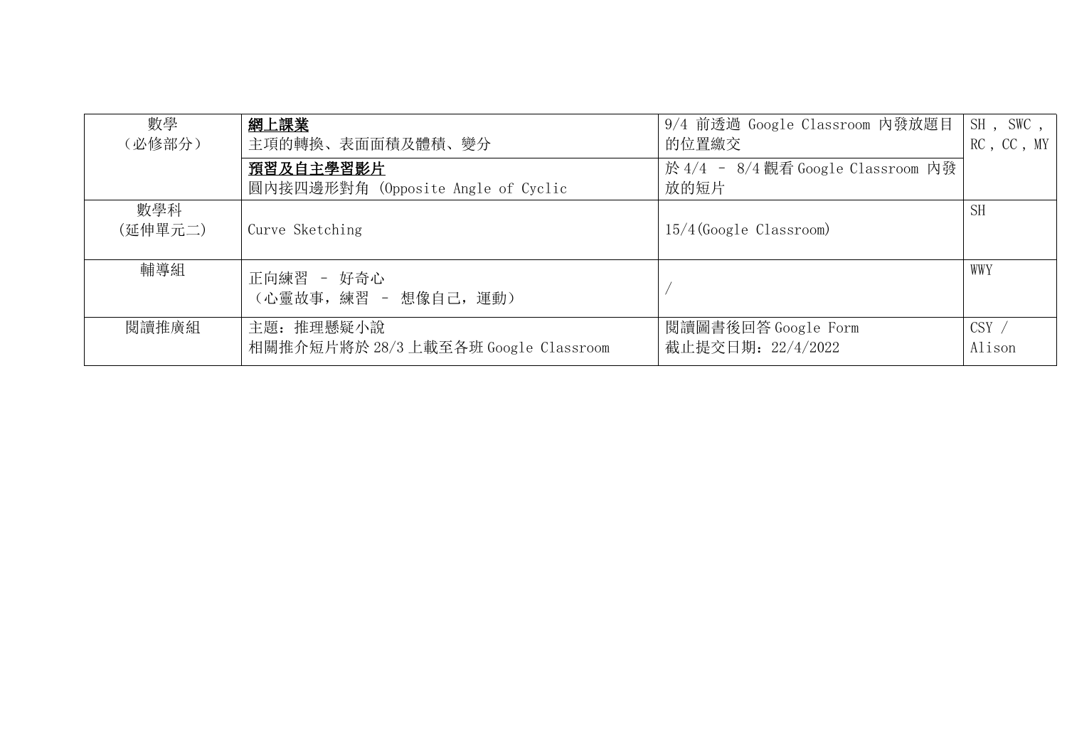| | | | |
|---|---|---|---|
| 數學<br>（必修部分） | **<u>網上課業</u>**<br>主項的轉換、表面面積及體積、變分 | 9/4 前透過 Google Classroom 內發放題目的位置繳交 | SH，SWC，RC，CC，MY |
| | **<u>預習及自主學習影片</u>**<br>圓內接四邊形對角 (Opposite Angle of Cyclic | 於 4/4 – 8/4 觀看 Google Classroom 內發放的短片 | |
| 數學科<br>(延伸單元二) | Curve Sketching | 15/4(Google Classroom) | SH |
| 輔導組 | 正向練習 – 好奇心<br>（心靈故事，練習 – 想像自己，運動） | / | WWY |
| 閱讀推廣組 | 主題：推理懸疑小說<br>相關推介短片將於 28/3 上載至各班 Google Classroom | 閱讀圖書後回答 Google Form<br>截止提交日期：22/4/2022 | CSY / Alison |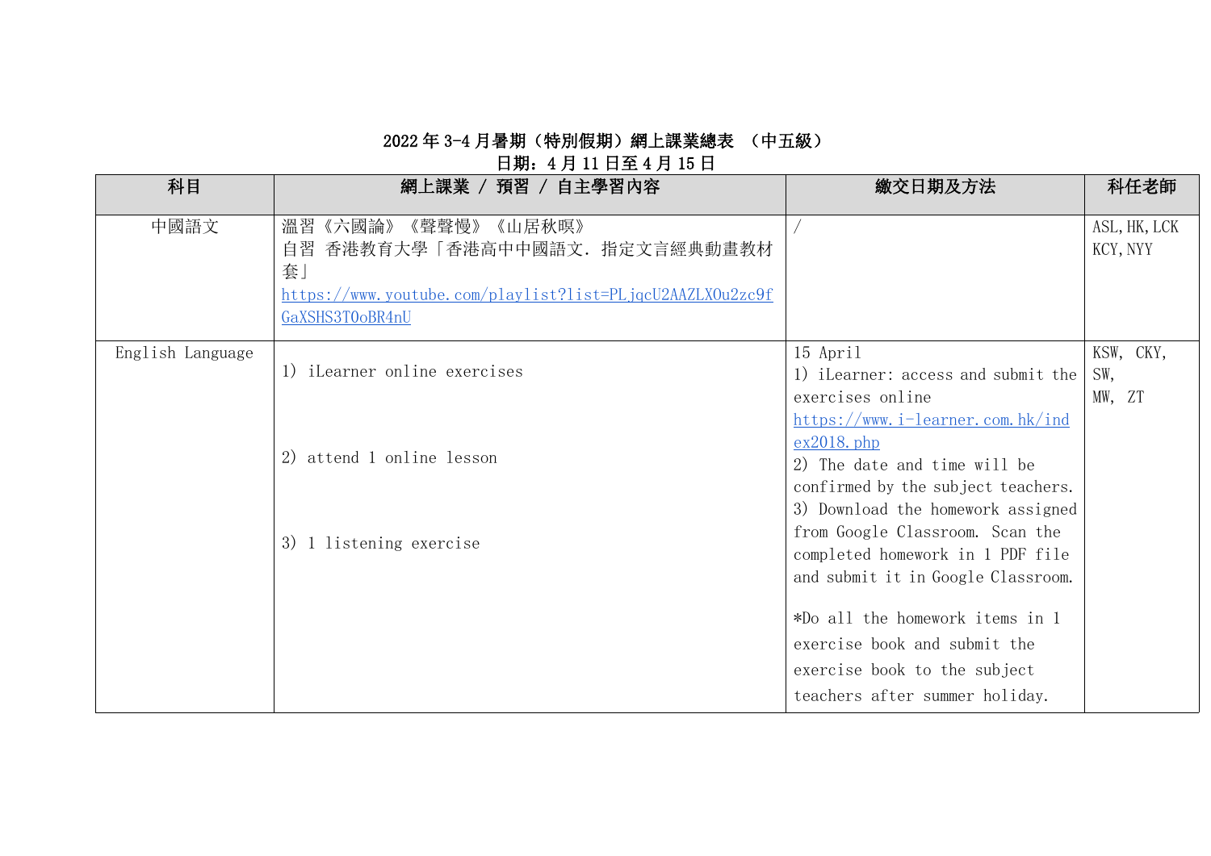**2022 年 3-4 月暑期（特別假期）網上課業總表 （中五級）**

**日期：4 月 11 日至 4 月 15 日**

| 科目 | 網上課業 / 預習 / 自主學習內容 | 繳交日期及方法 | 科任老師 |
|---|---|---|---|
| 中國語文 | 溫習《六國論》《聲聲慢》《山居秋暝》<br>自習 香港教育大學「香港高中中國語文．指定文言經典動畫教材套」<br>https://www.youtube.com/playlist?list=PLjqcU2AAZLXOu2zc9fGaXSHS3TOoBR4nU | / | ASL,HK,LCK<br>KCY,NYY |
| English Language | 1) iLearner online exercises<br><br>2) attend 1 online lesson<br><br>3) 1 listening exercise | 15 April<br>1) iLearner: access and submit the exercises online<br>https://www.i-learner.com.hk/index2018.php<br>2) The date and time will be confirmed by the subject teachers.<br>3) Download the homework assigned from Google Classroom. Scan the completed homework in 1 PDF file and submit it in Google Classroom.<br><br>*Do all the homework items in 1 exercise book and submit the exercise book to the subject teachers after summer holiday. | KSW, CKY,<br>SW,<br>MW, ZT |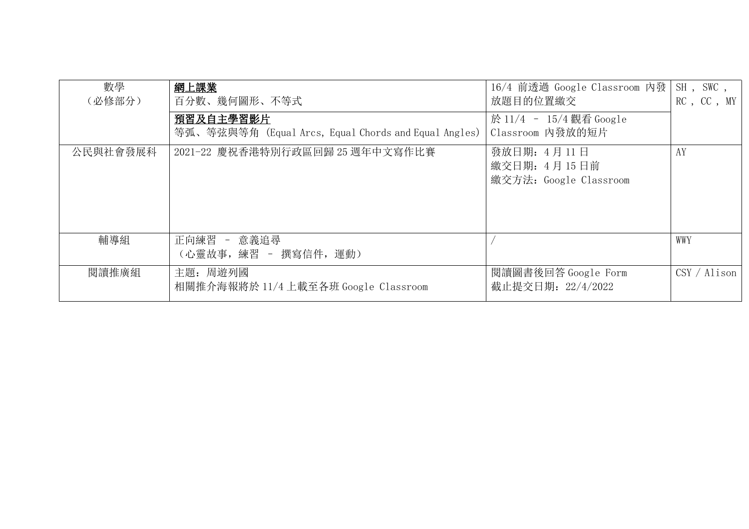| 數學（必修部分） | **網上課業**<br>百分數、幾何圖形、不等式 | 16/4 前透過 Google Classroom 內發放題目的位置繳交 | SH，SWC，RC，CC，MY |
|---|---|---|---|
| | **預習及自主學習影片**<br>等弧、等弦與等角 (Equal Arcs, Equal Chords and Equal Angles) | 於 11/4 – 15/4 觀看 Google Classroom 內發放的短片 | |
| 公民與社會發展科 | 2021-22 慶祝香港特別行政區回歸 25 週年中文寫作比賽 | 發放日期：4 月 11 日<br>繳交日期：4 月 15 日前<br>繳交方法：Google Classroom | AY |
| 輔導組 | 正向練習 – 意義追尋<br>（心靈故事，練習 – 撰寫信件，運動） | / | WWY |
| 閱讀推廣組 | 主題：周遊列國<br>相關推介海報將於 11/4 上載至各班 Google Classroom | 閱讀圖書後回答 Google Form<br>截止提交日期：22/4/2022 | CSY / Alison |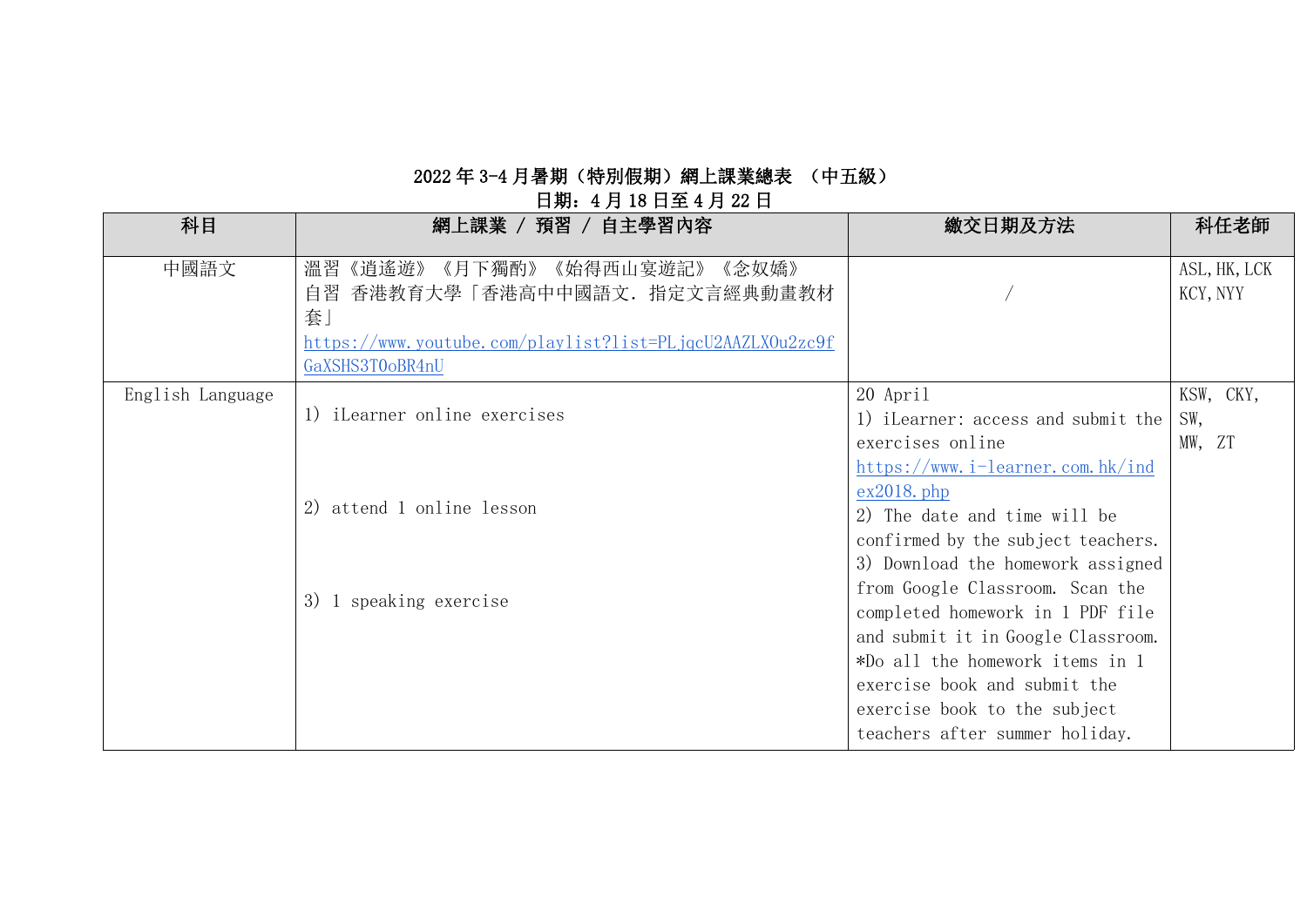**2022 年 3-4 月暑期（特別假期）網上課業總表 （中五級）**

**日期：4 月 18 日至 4 月 22 日**

| 科目 | 網上課業 / 預習 / 自主學習內容 | 繳交日期及方法 | 科任老師 |
|---|---|---|---|
| 中國語文 | 溫習《逍遙遊》《月下獨酌》《始得西山宴遊記》《念奴嬌》<br>自習 香港教育大學「香港高中中國語文．指定文言經典動畫教材套」<br>https://www.youtube.com/playlist?list=PLjqcU2AAZLXOu2zc9fGaXSHS3TOoBR4nU | / | ASL, HK, LCK<br>KCY, NYY |
| English Language | 1) iLearner online exercises<br><br>2) attend 1 online lesson<br><br>3) 1 speaking exercise | 20 April<br>1) iLearner: access and submit the exercises online<br>https://www.i-learner.com.hk/index2018.php<br>2) The date and time will be confirmed by the subject teachers.<br>3) Download the homework assigned from Google Classroom. Scan the completed homework in 1 PDF file and submit it in Google Classroom.<br>*Do all the homework items in 1 exercise book and submit the exercise book to the subject teachers after summer holiday. | KSW, CKY, SW,<br>MW, ZT |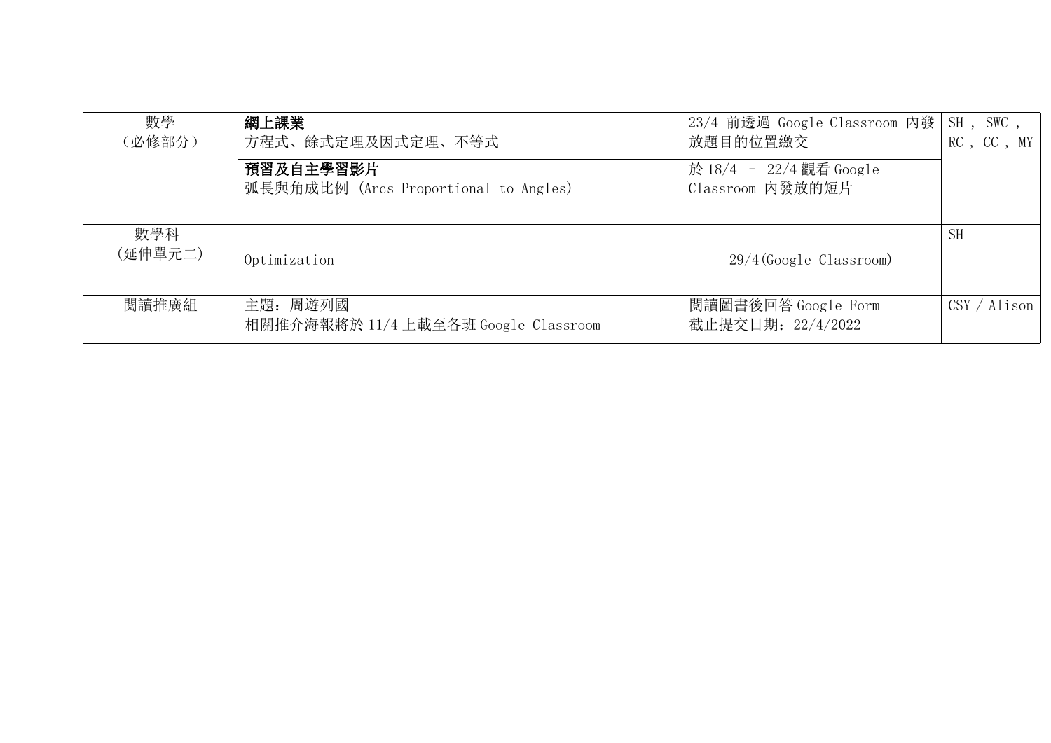| 數學<br>（必修部分） | **網上課業**<br>方程式、餘式定理及因式定理、不等式 | 23/4 前透過 Google Classroom 內發放題目的位置繳交 | SH , SWC , RC , CC , MY |
|---|---|---|---|
| | **預習及自主學習影片**<br>弧長與角成比例 (Arcs Proportional to Angles) | 於 18/4 – 22/4 觀看 Google Classroom 內發放的短片 | |
| 數學科<br>(延伸單元二) | Optimization | 29/4(Google Classroom) | SH |
| 閱讀推廣組 | 主題：周遊列國<br>相關推介海報將於 11/4 上載至各班 Google Classroom | 閱讀圖書後回答 Google Form<br>截止提交日期：22/4/2022 | CSY / Alison |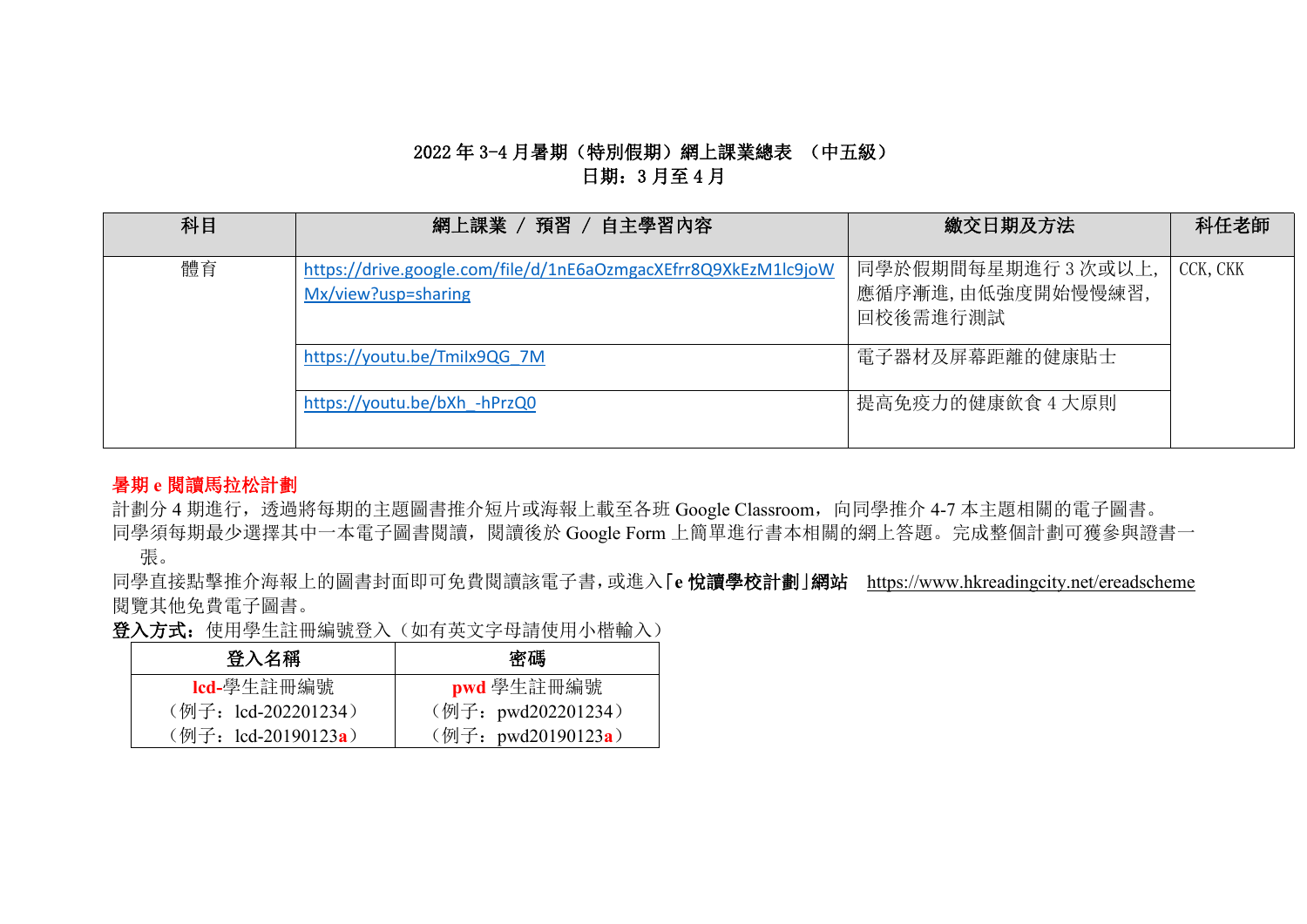# 2022 年 3-4 月暑期（特別假期）網上課業總表 （中五級）
## 日期：3 月至 4 月

| 科目 | 網上課業 / 預習 / 自主學習內容 | 繳交日期及方法 | 科任老師 |
| --- | --- | --- | --- |
| 體育 | https://drive.google.com/file/d/1nE6aOzmgacXEfrr8Q9XkEzM1lc9joWMx/view?usp=sharing | 同學於假期間每星期進行 3 次或以上，應循序漸進，由低強度開始慢慢練習，回校後需進行測試 | CCK, CKK |
| | https://youtu.be/TmiIx9QG_7M | 電子器材及屏幕距離的健康貼士 | |
| | https://youtu.be/bXh_-hPrzQ0 | 提高免疫力的健康飲食 4 大原則 | |

**暑期 e 閱讀馬拉松計劃**

計劃分 4 期進行，透過將每期的主題圖書推介短片或海報上載至各班 Google Classroom，向同學推介 4-7 本主題相關的電子圖書。

同學須每期最少選擇其中一本電子圖書閱讀，閱讀後於 Google Form 上簡單進行書本相關的網上答題。完成整個計劃可獲參與證書一張。

同學直接點擊推介海報上的圖書封面即可免費閱讀該電子書，或進入「**e 悅讀學校計劃**」**網站** https://www.hkreadingcity.net/ereadscheme 閱覽其他免費電子圖書。

**登入方式**：使用學生註冊編號登入（如有英文字母請使用小楷輸入）

| 登入名稱 | 密碼 |
| --- | --- |
| **lcd-**學生註冊編號<br>（例子：lcd-202201234）<br>（例子：lcd-20190123**a**） | **pwd** 學生註冊編號<br>（例子：pwd202201234）<br>（例子：pwd20190123**a**） |